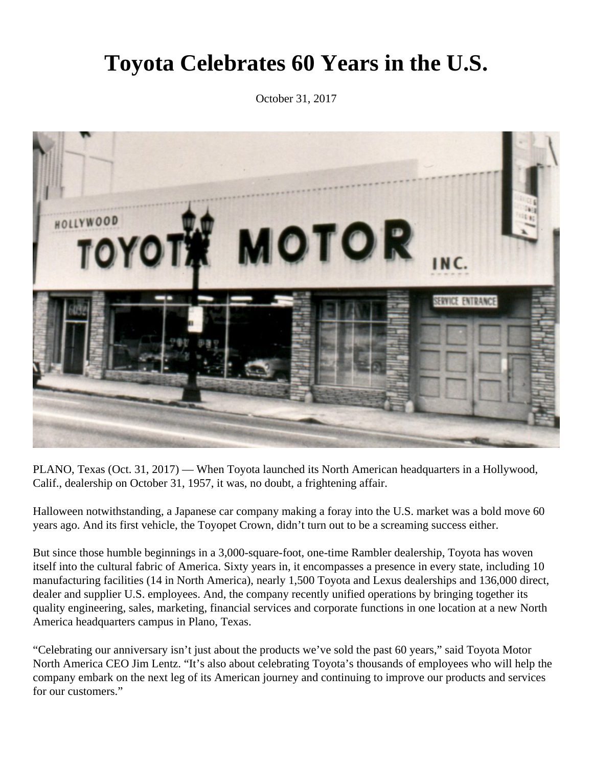# Toyota Celebrates 60 Years in the U.S.

October 31, 2017

PLANO, Texas (Oct. 31, 2017) — When Toyota launched its North American headquarters in a Hollywood, Calif., dealership on October 31, 1957, it was, no doubt, a frightening affair.

Halloween notwithstanding, a Japanese car company making a foray into the U.S. market was a bold move 60 years ago. And its first vehicle, the Toyopet Crown, didn't turn out to be a screaming success either.

But since those humble beginnings in a 3,000-square-foot, one-time Rambler dealership, Toyota has woven itself into the cultural fabric of America. Sixty years in, it encompasses a presence in every state, including 10 manufacturing facilities (14 in North America), nearly 1,500 Toyota and Lexus dealerships and 136,000 direct, dealer and supplier U.S. employees. And, the company recently unified operations by bringing together its quality engineering, sales, marketing, financial services and corporate functions in one location at a new North America headquarters campus in Plano, Texas.

"Celebrating our anniversary isn't just about the products we've sold the past 60 years," said Toyota Motor North America CEO Jim Lentz. "It's also about celebrating Toyota's thousands of employees who will help the company embark on the next leg of its American journey and continuing to improve our products and services for our customers."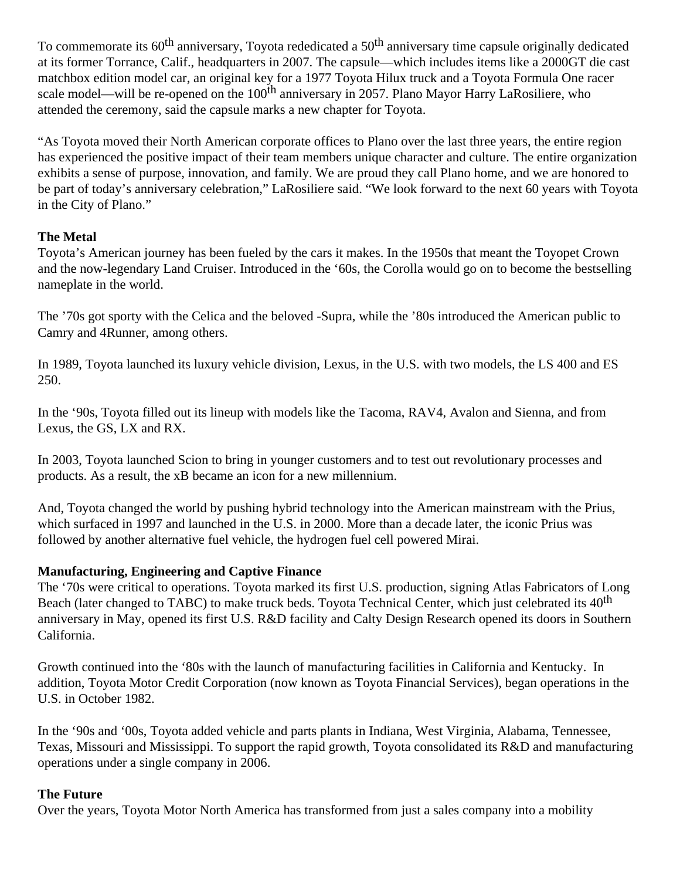To commemorate its 60th anniversary, Toyota rededicated a 50th anniversary time capsule originally dedicated at its former Torrance, Calif., headquarters in 2007. The capsule—which includes items like a 2000GT die cast matchbox edition model car, an original key for a 1977 Toyota Hilux truck and a Toyota Formula One racer scale model—will be re-opened on the 100th anniversary in 2057. Plano Mayor Harry LaRosiliere, who attended the ceremony, said the capsule marks a new chapter for Toyota.

"As Toyota moved their North American corporate offices to Plano over the last three years, the entire region has experienced the positive impact of their team members unique character and culture. The entire organization exhibits a sense of purpose, innovation, and family. We are proud they call Plano home, and we are honored to be part of today's anniversary celebration," LaRosiliere said. "We look forward to the next 60 years with Toyota in the City of Plano."

**The Metal**

Toyota's American journey has been fueled by the cars it makes. In the 1950s that meant the Toyopet Crown and the now-legendary Land Cruiser. Introduced in the '60s, the Corolla would go on to become the bestselling nameplate in the world.

The '70s got sporty with the Celica and the beloved -Supra, while the '80s introduced the American public to Camry and 4Runner, among others.

In 1989, Toyota launched its luxury vehicle division, Lexus, in the U.S. with two models, the LS 400 and ES 250.

In the '90s, Toyota filled out its lineup with models like the Tacoma, RAV4, Avalon and Sienna, and from Lexus, the GS, LX and RX.

In 2003, Toyota launched Scion to bring in younger customers and to test out revolutionary processes and products. As a result, the xB became an icon for a new millennium.

And, Toyota changed the world by pushing hybrid technology into the American mainstream with the Prius, which surfaced in 1997 and launched in the U.S. in 2000. More than a decade later, the iconic Prius was followed by another alternative fuel vehicle, the hydrogen fuel cell powered Mirai.

**Manufacturing, Engineering and Captive Finance**

The '70s were critical to operations. Toyota marked its first U.S. production, signing Atlas Fabricators of Long Beach (later changed to TABC) to make truck beds. Toyota Technical Center, which just celebrated its 40th anniversary in May, opened its first U.S. R&D facility and Calty Design Research opened its doors in Southern California.

Growth continued into the '80s with the launch of manufacturing facilities in California and Kentucky. In addition, Toyota Motor Credit Corporation (now known as Toyota Financial Services), began operations in the U.S. in October 1982.

In the '90s and '00s, Toyota added vehicle and parts plants in Indiana, West Virginia, Alabama, Tennessee, Texas, Missouri and Mississippi. To support the rapid growth, Toyota consolidated its R&D and manufacturing operations under a single company in 2006.

**The Future**

Over the years, Toyota Motor North America has transformed from just a sales company into a mobility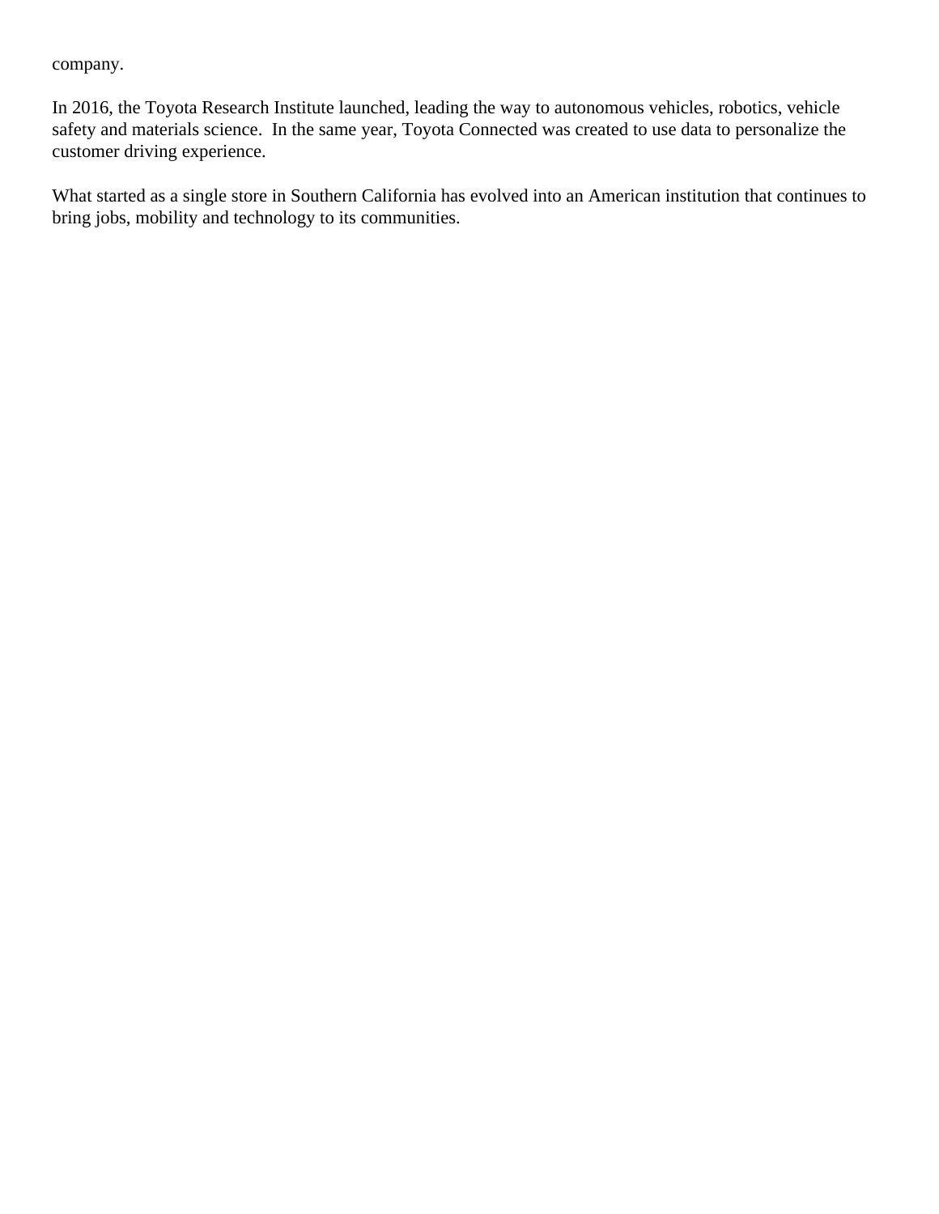company.

In 2016, the Toyota Research Institute launched, leading the way to autonomous vehicles, robotics, vehicle safety and materials science. In the same year, Toyota Connected was created to use data to personalize the customer driving experience.

What started as a single store in Southern California has evolved into an American institution that continues to bring jobs, mobility and technology to its communities.